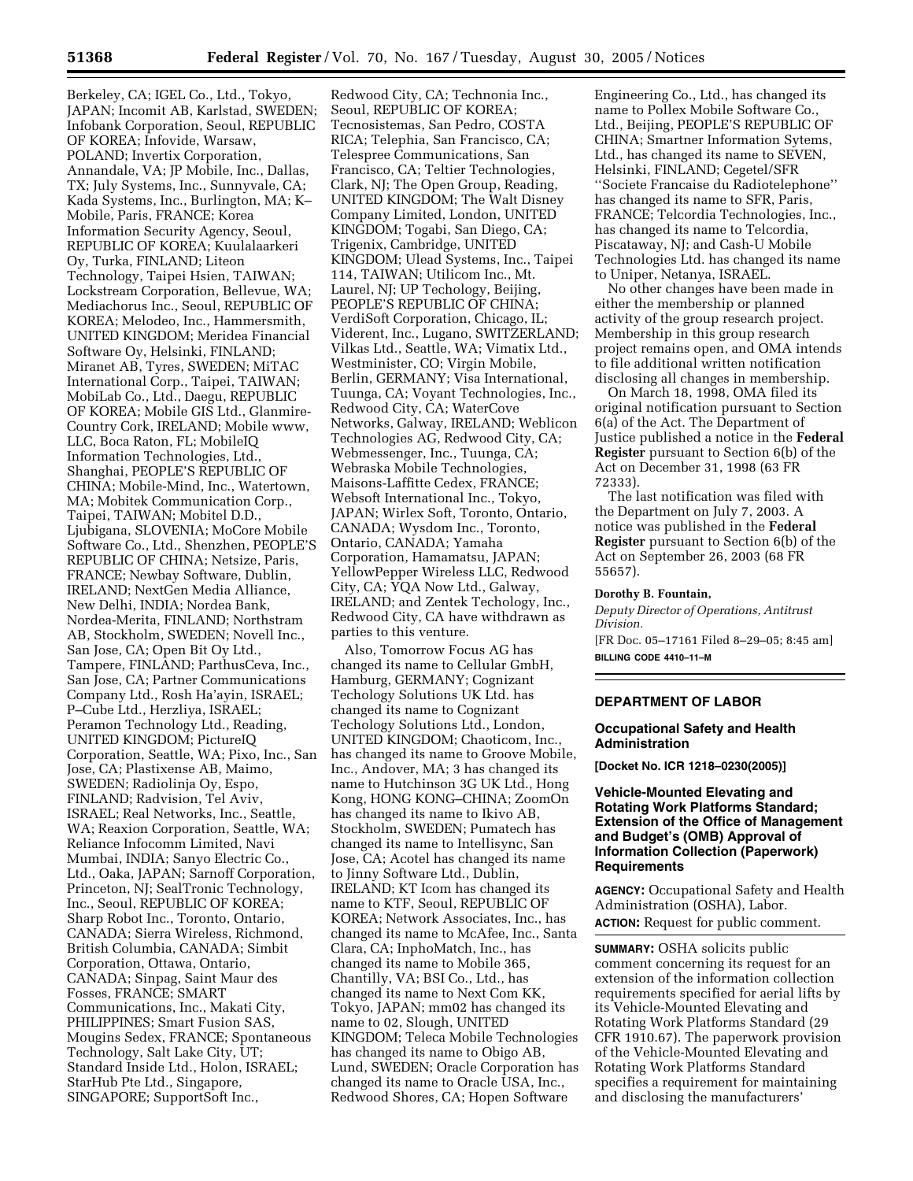Berkeley, CA; IGEL Co., Ltd., Tokyo, JAPAN; Incomit AB, Karlstad, SWEDEN; Infobank Corporation, Seoul, REPUBLIC OF KOREA; Infovide, Warsaw, POLAND; Invertix Corporation, Annandale, VA; JP Mobile, Inc., Dallas, TX; July Systems, Inc., Sunnyvale, CA; Kada Systems, Inc., Burlington, MA; K–Mobile, Paris, FRANCE; Korea Information Security Agency, Seoul, REPUBLIC OF KOREA; Kuulalaarkeri Oy, Turka, FINLAND; Liteon Technology, Taipei Hsien, TAIWAN; Lockstream Corporation, Bellevue, WA; Mediachorus Inc., Seoul, REPUBLIC OF KOREA; Melodeo, Inc., Hammersmith, UNITED KINGDOM; Meridea Financial Software Oy, Helsinki, FINLAND; Miranet AB, Tyres, SWEDEN; MiTAC International Corp., Taipei, TAIWAN; MobiLab Co., Ltd., Daegu, REPUBLIC OF KOREA; Mobile GIS Ltd., Glanmire-Country Cork, IRELAND; Mobile www, LLC, Boca Raton, FL; MobileIQ Information Technologies, Ltd., Shanghai, PEOPLE'S REPUBLIC OF CHINA; Mobile-Mind, Inc., Watertown, MA; Mobitek Communication Corp., Taipei, TAIWAN; Mobitel D.D., Ljubigana, SLOVENIA; MoCore Mobile Software Co., Ltd., Shenzhen, PEOPLE'S REPUBLIC OF CHINA; Netsize, Paris, FRANCE; Newbay Software, Dublin, IRELAND; NextGen Media Alliance, New Delhi, INDIA; Nordea Bank, Nordea-Merita, FINLAND; Northstram AB, Stockholm, SWEDEN; Novell Inc., San Jose, CA; Open Bit Oy Ltd., Tampere, FINLAND; ParthusCeva, Inc., San Jose, CA; Partner Communications Company Ltd., Rosh Ha'ayin, ISRAEL; P–Cube Ltd., Herzliya, ISRAEL; Peramon Technology Ltd., Reading, UNITED KINGDOM; PictureIQ Corporation, Seattle, WA; Pixo, Inc., San Jose, CA; Plastixense AB, Maimo, SWEDEN; Radiolinja Oy, Espo, FINLAND; Radvision, Tel Aviv, ISRAEL; Real Networks, Inc., Seattle, WA; Reaxion Corporation, Seattle, WA; Reliance Infocomm Limited, Navi Mumbai, INDIA; Sanyo Electric Co., Ltd., Oaka, JAPAN; Sarnoff Corporation, Princeton, NJ; SealTronic Technology, Inc., Seoul, REPUBLIC OF KOREA; Sharp Robot Inc., Toronto, Ontario, CANADA; Sierra Wireless, Richmond, British Columbia, CANADA; Simbit Corporation, Ottawa, Ontario, CANADA; Sinpag, Saint Maur des Fosses, FRANCE; SMART Communications, Inc., Makati City, PHILIPPINES; Smart Fusion SAS, Mougins Sedex, FRANCE; Spontaneous Technology, Salt Lake City, UT; Standard Inside Ltd., Holon, ISRAEL; StarHub Pte Ltd., Singapore, SINGAPORE; SupportSoft Inc., Redwood City, CA; Technonia Inc., Seoul, REPUBLIC OF KOREA; Tecnosistemas, San Pedro, COSTA RICA; Telephia, San Francisco, CA; Telespree Communications, San Francisco, CA; Teltier Technologies, Clark, NJ; The Open Group, Reading, UNITED KINGDOM; The Walt Disney Company Limited, London, UNITED KINGDOM; Togabi, San Diego, CA; Trigenix, Cambridge, UNITED KINGDOM; Ulead Systems, Inc., Taipei 114, TAIWAN; Utilicom Inc., Mt. Laurel, NJ; UP Techology, Beijing, PEOPLE'S REPUBLIC OF CHINA; VerdiSoft Corporation, Chicago, IL; Viderent, Inc., Lugano, SWITZERLAND; Vilkas Ltd., Seattle, WA; Vimatix Ltd., Westminister, CO; Virgin Mobile, Berlin, GERMANY; Visa International, Tuunga, CA; Voyant Technologies, Inc., Redwood City, CA; WaterCove Networks, Galway, IRELAND; Weblicon Technologies AG, Redwood City, CA; Webmessenger, Inc., Tuunga, CA; Webraska Mobile Technologies, Maisons-Laffitte Cedex, FRANCE; Websoft International Inc., Tokyo, JAPAN; Wirlex Soft, Toronto, Ontario, CANADA; Wysdom Inc., Toronto, Ontario, CANADA; Yamaha Corporation, Hamamatsu, JAPAN; YellowPepper Wireless LLC, Redwood City, CA; YQA Now Ltd., Galway, IRELAND; and Zentek Techology, Inc., Redwood City, CA have withdrawn as parties to this venture.

Also, Tomorrow Focus AG has changed its name to Cellular GmbH, Hamburg, GERMANY; Cognizant Techology Solutions UK Ltd. has changed its name to Cognizant Techology Solutions Ltd., London, UNITED KINGDOM; Chaoticom, Inc., has changed its name to Groove Mobile, Inc., Andover, MA; 3 has changed its name to Hutchinson 3G UK Ltd., Hong Kong, HONG KONG–CHINA; ZoomOn has changed its name to Ikivo AB, Stockholm, SWEDEN; Pumatech has changed its name to Intellisync, San Jose, CA; Acotel has changed its name to Jinny Software Ltd., Dublin, IRELAND; KT Icom has changed its name to KTF, Seoul, REPUBLIC OF KOREA; Network Associates, Inc., has changed its name to McAfee, Inc., Santa Clara, CA; InphoMatch, Inc., has changed its name to Mobile 365, Chantilly, VA; BSI Co., Ltd., has changed its name to Next Com KK, Tokyo, JAPAN; mm02 has changed its name to 02, Slough, UNITED KINGDOM; Teleca Mobile Technologies has changed its name to Obigo AB, Lund, SWEDEN; Oracle Corporation has changed its name to Oracle USA, Inc., Redwood Shores, CA; Hopen Software Engineering Co., Ltd., has changed its name to Pollex Mobile Software Co., Ltd., Beijing, PEOPLE'S REPUBLIC OF CHINA; Smartner Information Sytems, Ltd., has changed its name to SEVEN, Helsinki, FINLAND; Cegetel/SFR ''Societe Francaise du Radiotelephone'' has changed its name to SFR, Paris, FRANCE; Telcordia Technologies, Inc., has changed its name to Telcordia, Piscataway, NJ; and Cash-U Mobile Technologies Ltd. has changed its name to Uniper, Netanya, ISRAEL.

No other changes have been made in either the membership or planned activity of the group research project. Membership in this group research project remains open, and OMA intends to file additional written notification disclosing all changes in membership.

On March 18, 1998, OMA filed its original notification pursuant to Section 6(a) of the Act. The Department of Justice published a notice in the **Federal Register** pursuant to Section 6(b) of the Act on December 31, 1998 (63 FR 72333).

The last notification was filed with the Department on July 7, 2003. A notice was published in the **Federal Register** pursuant to Section 6(b) of the Act on September 26, 2003 (68 FR 55657).

**Dorothy B. Fountain,**

*Deputy Director of Operations, Antitrust Division.*

[FR Doc. 05–17161 Filed 8–29–05; 8:45 am]

**BILLING CODE 4410–11–M**

## DEPARTMENT OF LABOR

### Occupational Safety and Health Administration

**[Docket No. ICR 1218–0230(2005)]**

### Vehicle-Mounted Elevating and Rotating Work Platforms Standard; Extension of the Office of Management and Budget's (OMB) Approval of Information Collection (Paperwork) Requirements

**AGENCY:** Occupational Safety and Health Administration (OSHA), Labor.

**ACTION:** Request for public comment.

**SUMMARY:** OSHA solicits public comment concerning its request for an extension of the information collection requirements specified for aerial lifts by its Vehicle-Mounted Elevating and Rotating Work Platforms Standard (29 CFR 1910.67). The paperwork provision of the Vehicle-Mounted Elevating and Rotating Work Platforms Standard specifies a requirement for maintaining and disclosing the manufacturers'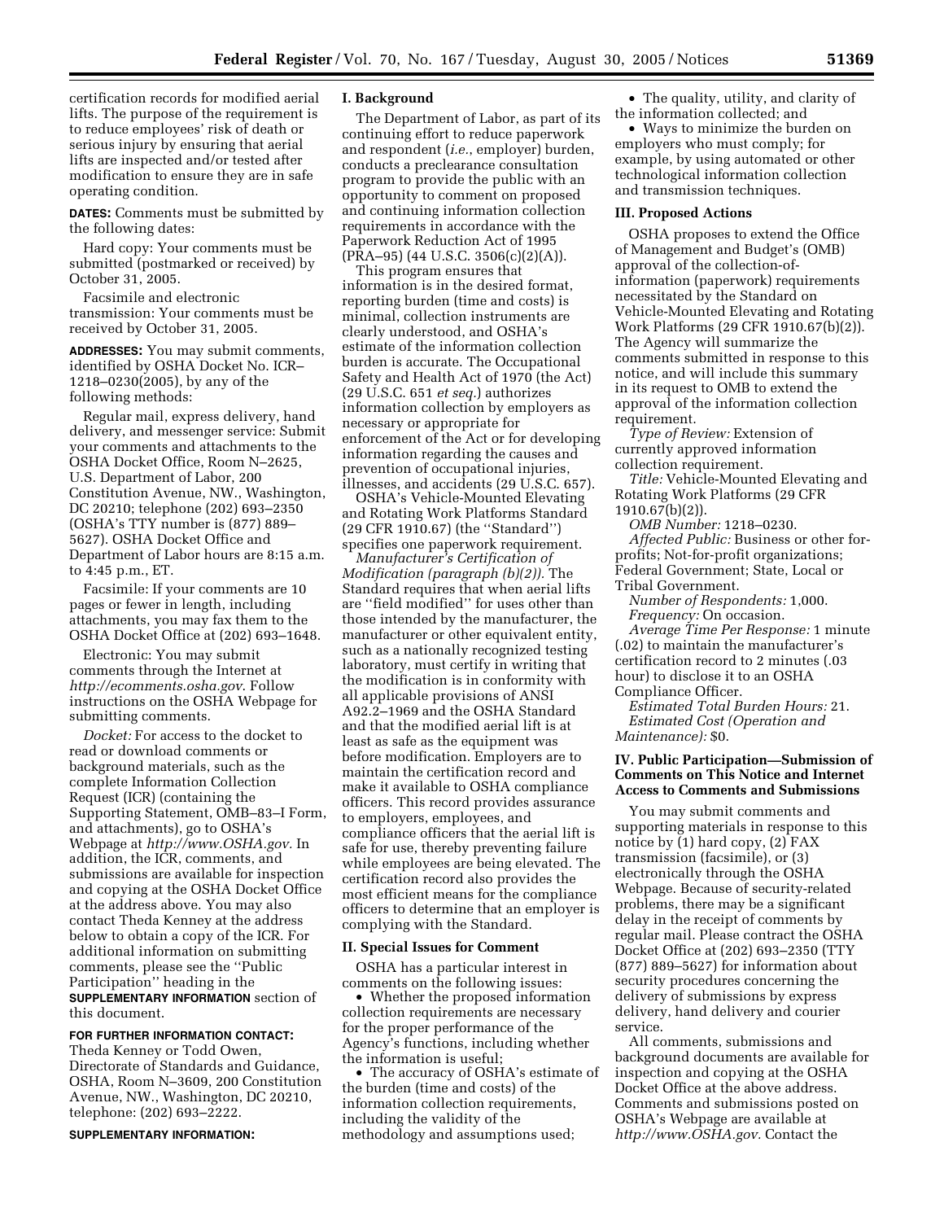certification records for modified aerial lifts. The purpose of the requirement is to reduce employees' risk of death or serious injury by ensuring that aerial lifts are inspected and/or tested after modification to ensure they are in safe operating condition.

**DATES:** Comments must be submitted by the following dates:

Hard copy: Your comments must be submitted (postmarked or received) by October 31, 2005.

Facsimile and electronic transmission: Your comments must be received by October 31, 2005.

**ADDRESSES:** You may submit comments, identified by OSHA Docket No. ICR–1218–0230(2005), by any of the following methods:

Regular mail, express delivery, hand delivery, and messenger service: Submit your comments and attachments to the OSHA Docket Office, Room N–2625, U.S. Department of Labor, 200 Constitution Avenue, NW., Washington, DC 20210; telephone (202) 693–2350 (OSHA's TTY number is (877) 889–5627). OSHA Docket Office and Department of Labor hours are 8:15 a.m. to 4:45 p.m., ET.

Facsimile: If your comments are 10 pages or fewer in length, including attachments, you may fax them to the OSHA Docket Office at (202) 693–1648.

Electronic: You may submit comments through the Internet at *http://ecomments.osha.gov*. Follow instructions on the OSHA Webpage for submitting comments.

*Docket:* For access to the docket to read or download comments or background materials, such as the complete Information Collection Request (ICR) (containing the Supporting Statement, OMB–83–I Form, and attachments), go to OSHA's Webpage at *http://www.OSHA.gov.* In addition, the ICR, comments, and submissions are available for inspection and copying at the OSHA Docket Office at the address above. You may also contact Theda Kenney at the address below to obtain a copy of the ICR. For additional information on submitting comments, please see the "Public Participation" heading in the **SUPPLEMENTARY INFORMATION** section of this document.

**FOR FURTHER INFORMATION CONTACT:** Theda Kenney or Todd Owen, Directorate of Standards and Guidance, OSHA, Room N–3609, 200 Constitution Avenue, NW., Washington, DC 20210, telephone: (202) 693–2222.

**SUPPLEMENTARY INFORMATION:**

## I. Background

The Department of Labor, as part of its continuing effort to reduce paperwork and respondent (*i.e.*, employer) burden, conducts a preclearance consultation program to provide the public with an opportunity to comment on proposed and continuing information collection requirements in accordance with the Paperwork Reduction Act of 1995 (PRA–95) (44 U.S.C. 3506(c)(2)(A)).

This program ensures that information is in the desired format, reporting burden (time and costs) is minimal, collection instruments are clearly understood, and OSHA's estimate of the information collection burden is accurate. The Occupational Safety and Health Act of 1970 (the Act) (29 U.S.C. 651 *et seq.*) authorizes information collection by employers as necessary or appropriate for enforcement of the Act or for developing information regarding the causes and prevention of occupational injuries, illnesses, and accidents (29 U.S.C. 657).

OSHA's Vehicle-Mounted Elevating and Rotating Work Platforms Standard (29 CFR 1910.67) (the "Standard") specifies one paperwork requirement.

*Manufacturer's Certification of Modification (paragraph (b)(2)).* The Standard requires that when aerial lifts are "field modified" for uses other than those intended by the manufacturer, the manufacturer or other equivalent entity, such as a nationally recognized testing laboratory, must certify in writing that the modification is in conformity with all applicable provisions of ANSI A92.2–1969 and the OSHA Standard and that the modified aerial lift is at least as safe as the equipment was before modification. Employers are to maintain the certification record and make it available to OSHA compliance officers. This record provides assurance to employers, employees, and compliance officers that the aerial lift is safe for use, thereby preventing failure while employees are being elevated. The certification record also provides the most efficient means for the compliance officers to determine that an employer is complying with the Standard.

## II. Special Issues for Comment

OSHA has a particular interest in comments on the following issues:

- Whether the proposed information collection requirements are necessary for the proper performance of the Agency's functions, including whether the information is useful;
- The accuracy of OSHA's estimate of the burden (time and costs) of the information collection requirements, including the validity of the methodology and assumptions used;
- The quality, utility, and clarity of the information collected; and
- Ways to minimize the burden on employers who must comply; for example, by using automated or other technological information collection and transmission techniques.

## III. Proposed Actions

OSHA proposes to extend the Office of Management and Budget's (OMB) approval of the collection-of-information (paperwork) requirements necessitated by the Standard on Vehicle-Mounted Elevating and Rotating Work Platforms (29 CFR 1910.67(b)(2)). The Agency will summarize the comments submitted in response to this notice, and will include this summary in its request to OMB to extend the approval of the information collection requirement.

*Type of Review:* Extension of currently approved information collection requirement.

*Title:* Vehicle-Mounted Elevating and Rotating Work Platforms (29 CFR 1910.67(b)(2)).

*OMB Number:* 1218–0230.

*Affected Public:* Business or other for-profits; Not-for-profit organizations; Federal Government; State, Local or Tribal Government.

*Number of Respondents:* 1,000.

*Frequency:* On occasion.

*Average Time Per Response:* 1 minute (.02) to maintain the manufacturer's certification record to 2 minutes (.03 hour) to disclose it to an OSHA Compliance Officer.

*Estimated Total Burden Hours:* 21.

*Estimated Cost (Operation and Maintenance):* $0.

## IV. Public Participation—Submission of Comments on This Notice and Internet Access to Comments and Submissions

You may submit comments and supporting materials in response to this notice by (1) hard copy, (2) FAX transmission (facsimile), or (3) electronically through the OSHA Webpage. Because of security-related problems, there may be a significant delay in the receipt of comments by regular mail. Please contract the OSHA Docket Office at (202) 693–2350 (TTY (877) 889–5627) for information about security procedures concerning the delivery of submissions by express delivery, hand delivery and courier service.

All comments, submissions and background documents are available for inspection and copying at the OSHA Docket Office at the above address. Comments and submissions posted on OSHA's Webpage are available at *http://www.OSHA.gov.* Contact the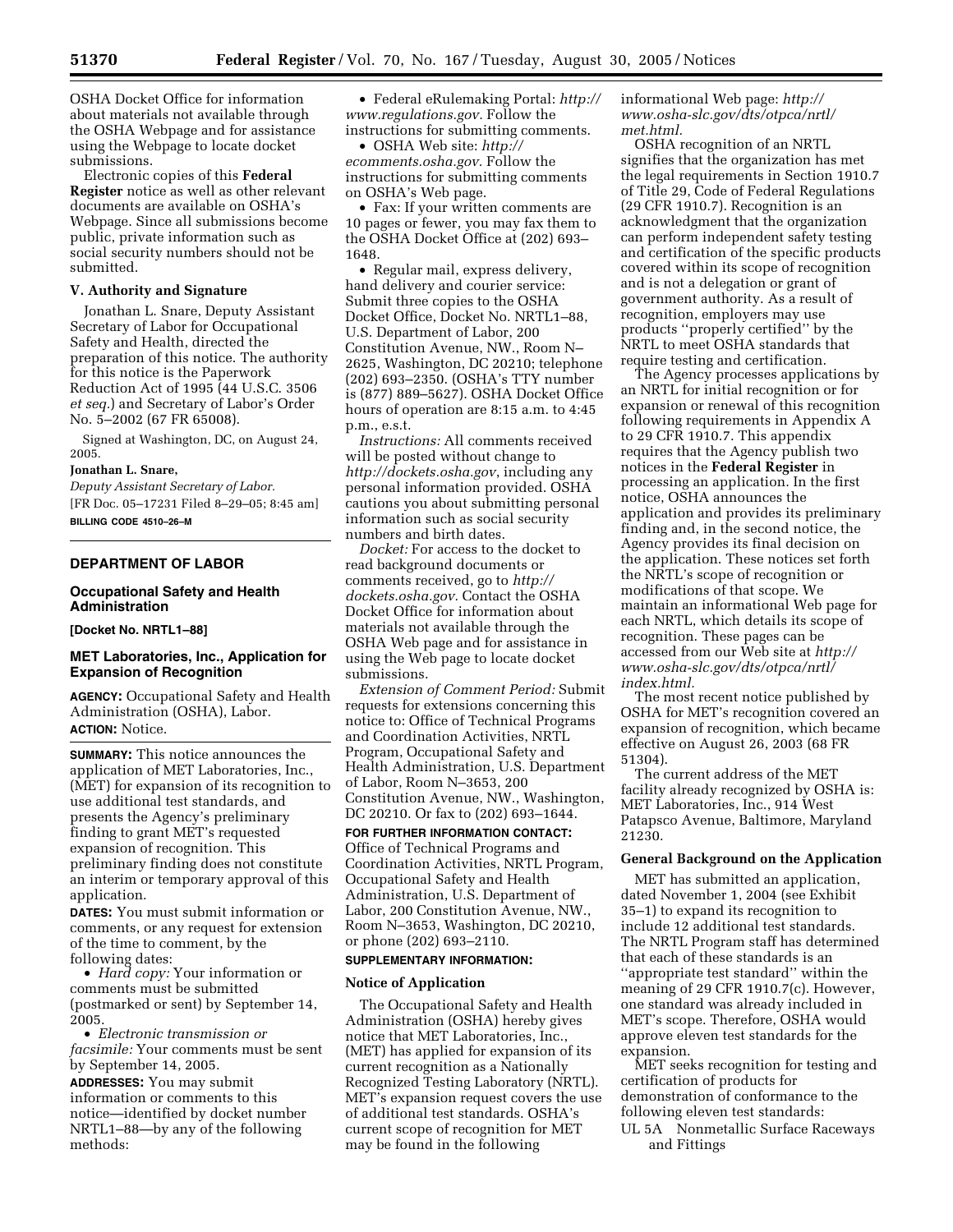OSHA Docket Office for information about materials not available through the OSHA Webpage and for assistance using the Webpage to locate docket submissions.

Electronic copies of this **Federal Register** notice as well as other relevant documents are available on OSHA's Webpage. Since all submissions become public, private information such as social security numbers should not be submitted.

### V. Authority and Signature

Jonathan L. Snare, Deputy Assistant Secretary of Labor for Occupational Safety and Health, directed the preparation of this notice. The authority for this notice is the Paperwork Reduction Act of 1995 (44 U.S.C. 3506 *et seq.*) and Secretary of Labor's Order No. 5–2002 (67 FR 65008).

Signed at Washington, DC, on August 24, 2005.

**Jonathan L. Snare,**

*Deputy Assistant Secretary of Labor.*

[FR Doc. 05–17231 Filed 8–29–05; 8:45 am]

**BILLING CODE 4510–26–M**

## DEPARTMENT OF LABOR

### Occupational Safety and Health Administration

**[Docket No. NRTL1–88]**

### MET Laboratories, Inc., Application for Expansion of Recognition

**AGENCY:** Occupational Safety and Health Administration (OSHA), Labor.

**ACTION:** Notice.

**SUMMARY:** This notice announces the application of MET Laboratories, Inc., (MET) for expansion of its recognition to use additional test standards, and presents the Agency's preliminary finding to grant MET's requested expansion of recognition. This preliminary finding does not constitute an interim or temporary approval of this application.

**DATES:** You must submit information or comments, or any request for extension of the time to comment, by the following dates:

- *Hard copy:* Your information or comments must be submitted (postmarked or sent) by September 14, 2005.
- *Electronic transmission or facsimile:* Your comments must be sent by September 14, 2005.

**ADDRESSES:** You may submit information or comments to this notice—identified by docket number NRTL1–88—by any of the following methods:

- Federal eRulemaking Portal: *http://www.regulations.gov.* Follow the instructions for submitting comments.
- OSHA Web site: *http://ecomments.osha.gov.* Follow the instructions for submitting comments on OSHA's Web page.
- Fax: If your written comments are 10 pages or fewer, you may fax them to the OSHA Docket Office at (202) 693–1648.
- Regular mail, express delivery, hand delivery and courier service: Submit three copies to the OSHA Docket Office, Docket No. NRTL1–88, U.S. Department of Labor, 200 Constitution Avenue, NW., Room N–2625, Washington, DC 20210; telephone (202) 693–2350. (OSHA's TTY number is (877) 889–5627). OSHA Docket Office hours of operation are 8:15 a.m. to 4:45 p.m., e.s.t.

*Instructions:* All comments received will be posted without change to *http://dockets.osha.gov*, including any personal information provided. OSHA cautions you about submitting personal information such as social security numbers and birth dates.

*Docket:* For access to the docket to read background documents or comments received, go to *http://dockets.osha.gov.* Contact the OSHA Docket Office for information about materials not available through the OSHA Web page and for assistance in using the Web page to locate docket submissions.

*Extension of Comment Period:* Submit requests for extensions concerning this notice to: Office of Technical Programs and Coordination Activities, NRTL Program, Occupational Safety and Health Administration, U.S. Department of Labor, Room N–3653, 200 Constitution Avenue, NW., Washington, DC 20210. Or fax to (202) 693–1644.

**FOR FURTHER INFORMATION CONTACT:** Office of Technical Programs and Coordination Activities, NRTL Program, Occupational Safety and Health Administration, U.S. Department of Labor, 200 Constitution Avenue, NW., Room N–3653, Washington, DC 20210, or phone (202) 693–2110.

**SUPPLEMENTARY INFORMATION:**

### Notice of Application

The Occupational Safety and Health Administration (OSHA) hereby gives notice that MET Laboratories, Inc., (MET) has applied for expansion of its current recognition as a Nationally Recognized Testing Laboratory (NRTL). MET's expansion request covers the use of additional test standards. OSHA's current scope of recognition for MET may be found in the following informational Web page: *http://www.osha-slc.gov/dts/otpca/nrtl/met.html.*

OSHA recognition of an NRTL signifies that the organization has met the legal requirements in Section 1910.7 of Title 29, Code of Federal Regulations (29 CFR 1910.7). Recognition is an acknowledgment that the organization can perform independent safety testing and certification of the specific products covered within its scope of recognition and is not a delegation or grant of government authority. As a result of recognition, employers may use products "properly certified" by the NRTL to meet OSHA standards that require testing and certification.

The Agency processes applications by an NRTL for initial recognition or for expansion or renewal of this recognition following requirements in Appendix A to 29 CFR 1910.7. This appendix requires that the Agency publish two notices in the **Federal Register** in processing an application. In the first notice, OSHA announces the application and provides its preliminary finding and, in the second notice, the Agency provides its final decision on the application. These notices set forth the NRTL's scope of recognition or modifications of that scope. We maintain an informational Web page for each NRTL, which details its scope of recognition. These pages can be accessed from our Web site at *http://www.osha-slc.gov/dts/otpca/nrtl/index.html.*

The most recent notice published by OSHA for MET's recognition covered an expansion of recognition, which became effective on August 26, 2003 (68 FR 51304).

The current address of the MET facility already recognized by OSHA is: MET Laboratories, Inc., 914 West Patapsco Avenue, Baltimore, Maryland 21230.

### General Background on the Application

MET has submitted an application, dated November 1, 2004 (see Exhibit 35–1) to expand its recognition to include 12 additional test standards. The NRTL Program staff has determined that each of these standards is an "appropriate test standard" within the meaning of 29 CFR 1910.7(c). However, one standard was already included in MET's scope. Therefore, OSHA would approve eleven test standards for the expansion.

MET seeks recognition for testing and certification of products for demonstration of conformance to the following eleven test standards:

UL 5A Nonmetallic Surface Raceways and Fittings